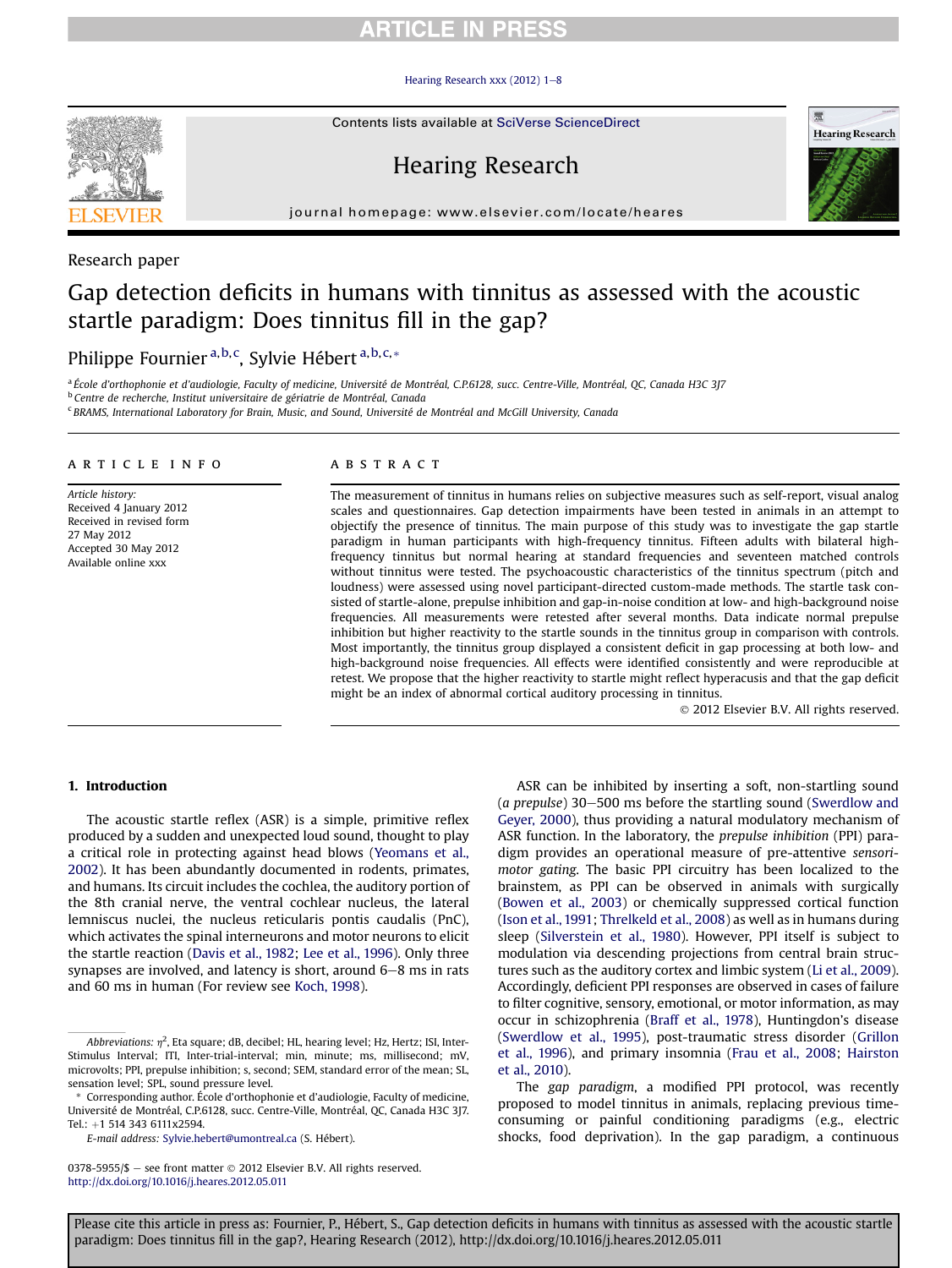Research paper

# Gap detection deficits in humans with tinnitus as assessed with the acoustic startle paradigm: Does tinnitus fill in the gap?

Philippe Fournier [a,b,c], Sylvie Hébert [a,b,c,*]

[a] École d'orthophonie et d'audiologie, Faculty of medicine, Université de Montréal, C.P.6128, succ. Centre-Ville, Montréal, QC, Canada H3C 3J7
[b] Centre de recherche, Institut universitaire de gériatrie de Montréal, Canada
[c] BRAMS, International Laboratory for Brain, Music, and Sound, Université de Montréal and McGill University, Canada

## ARTICLE INFO

*Article history:*
Received 4 January 2012
Received in revised form 27 May 2012
Accepted 30 May 2012
Available online xxx

## ABSTRACT

The measurement of tinnitus in humans relies on subjective measures such as self-report, visual analog scales and questionnaires. Gap detection impairments have been tested in animals in an attempt to objectify the presence of tinnitus. The main purpose of this study was to investigate the gap startle paradigm in human participants with high-frequency tinnitus. Fifteen adults with bilateral high-frequency tinnitus but normal hearing at standard frequencies and seventeen matched controls without tinnitus were tested. The psychoacoustic characteristics of the tinnitus spectrum (pitch and loudness) were assessed using novel participant-directed custom-made methods. The startle task consisted of startle-alone, prepulse inhibition and gap-in-noise condition at low- and high-background noise frequencies. All measurements were retested after several months. Data indicate normal prepulse inhibition but higher reactivity to the startle sounds in the tinnitus group in comparison with controls. Most importantly, the tinnitus group displayed a consistent deficit in gap processing at both low- and high-background noise frequencies. All effects were identified consistently and were reproducible at retest. We propose that the higher reactivity to startle might reflect hyperacusis and that the gap deficit might be an index of abnormal cortical auditory processing in tinnitus.

© 2012 Elsevier B.V. All rights reserved.

## 1. Introduction

The acoustic startle reflex (ASR) is a simple, primitive reflex produced by a sudden and unexpected loud sound, thought to play a critical role in protecting against head blows (Yeomans et al., 2002). It has been abundantly documented in rodents, primates, and humans. Its circuit includes the cochlea, the auditory portion of the 8th cranial nerve, the ventral cochlear nucleus, the lateral lemniscus nuclei, the nucleus reticularis pontis caudalis (PnC), which activates the spinal interneurons and motor neurons to elicit the startle reaction (Davis et al., 1982; Lee et al., 1996). Only three synapses are involved, and latency is short, around 6–8 ms in rats and 60 ms in human (For review see Koch, 1998).

ASR can be inhibited by inserting a soft, non-startling sound (*a prepulse*) 30–500 ms before the startling sound (Swerdlow and Geyer, 2000), thus providing a natural modulatory mechanism of ASR function. In the laboratory, the *prepulse inhibition* (PPI) paradigm provides an operational measure of pre-attentive *sensorimotor gating*. The basic PPI circuitry has been localized to the brainstem, as PPI can be observed in animals with surgically (Bowen et al., 2003) or chemically suppressed cortical function (Ison et al., 1991; Threlkeld et al., 2008) as well as in humans during sleep (Silverstein et al., 1980). However, PPI itself is subject to modulation via descending projections from central brain structures such as the auditory cortex and limbic system (Li et al., 2009). Accordingly, deficient PPI responses are observed in cases of failure to filter cognitive, sensory, emotional, or motor information, as may occur in schizophrenia (Braff et al., 1978), Huntingdon's disease (Swerdlow et al., 1995), post-traumatic stress disorder (Grillon et al., 1996), and primary insomnia (Frau et al., 2008; Hairston et al., 2010).

The *gap paradigm*, a modified PPI protocol, was recently proposed to model tinnitus in animals, replacing previous time-consuming or painful conditioning paradigms (e.g., electric shocks, food deprivation). In the gap paradigm, a continuous

---

*Abbreviations:* $\eta^2$, Eta square; dB, decibel; HL, hearing level; Hz, Hertz; ISI, Inter-Stimulus Interval; ITI, Inter-trial-interval; min, minute; ms, millisecond; mV, microvolts; PPI, prepulse inhibition; s, second; SEM, standard error of the mean; SL, sensation level; SPL, sound pressure level.

\* Corresponding author. École d'orthophonie et d'audiologie, Faculty of medicine, Université de Montréal, C.P.6128, succ. Centre-Ville, Montréal, QC, Canada H3C 3J7. Tel.: +1 514 343 6111x2594.

*E-mail address:* Sylvie.hebert@umontreal.ca (S. Hébert).

0378-5955/$ – see front matter © 2012 Elsevier B.V. All rights reserved.
http://dx.doi.org/10.1016/j.heares.2012.05.011

Please cite this article in press as: Fournier, P., Hébert, S., Gap detection deficits in humans with tinnitus as assessed with the acoustic startle paradigm: Does tinnitus fill in the gap?, Hearing Research (2012), http://dx.doi.org/10.1016/j.heares.2012.05.011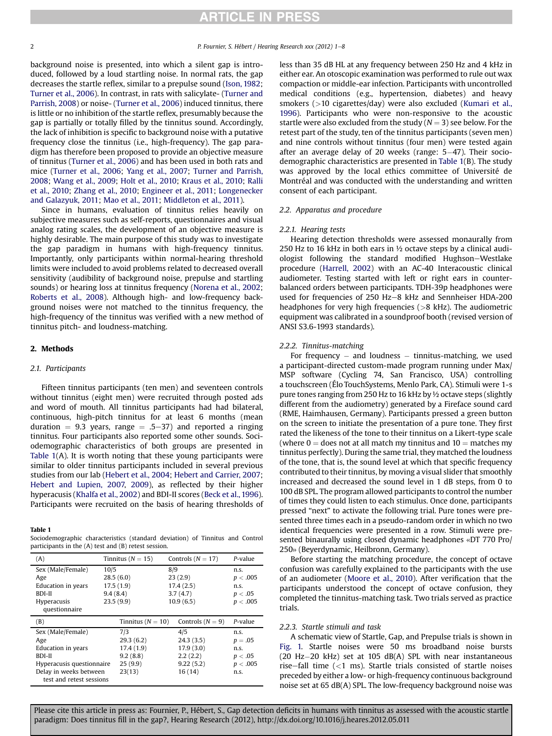background noise is presented, into which a silent gap is introduced, followed by a loud startling noise. In normal rats, the gap decreases the startle reflex, similar to a prepulse sound (Ison, 1982; Turner et al., 2006). In contrast, in rats with salicylate- (Turner and Parrish, 2008) or noise- (Turner et al., 2006) induced tinnitus, there is little or no inhibition of the startle reflex, presumably because the gap is partially or totally filled by the tinnitus sound. Accordingly, the lack of inhibition is specific to background noise with a putative frequency close the tinnitus (i.e., high-frequency). The gap paradigm has therefore been proposed to provide an objective measure of tinnitus (Turner et al., 2006) and has been used in both rats and mice (Turner et al., 2006; Yang et al., 2007; Turner and Parrish, 2008; Wang et al., 2009; Holt et al., 2010; Kraus et al., 2010; Ralli et al., 2010; Zhang et al., 2010; Engineer et al., 2011; Longenecker and Galazyuk, 2011; Mao et al., 2011; Middleton et al., 2011).

Since in humans, evaluation of tinnitus relies heavily on subjective measures such as self-reports, questionnaires and visual analog rating scales, the development of an objective measure is highly desirable. The main purpose of this study was to investigate the gap paradigm in humans with high-frequency tinnitus. Importantly, only participants within normal-hearing threshold limits were included to avoid problems related to decreased overall sensitivity (audibility of background noise, prepulse and startling sounds) or hearing loss at tinnitus frequency (Norena et al., 2002; Roberts et al., 2008). Although high- and low-frequency background noises were not matched to the tinnitus frequency, the high-frequency of the tinnitus was verified with a new method of tinnitus pitch- and loudness-matching.

## 2. Methods

### 2.1. Participants

Fifteen tinnitus participants (ten men) and seventeen controls without tinnitus (eight men) were recruited through posted ads and word of mouth. All tinnitus participants had had bilateral, continuous, high-pitch tinnitus for at least 6 months (mean duration = 9.3 years, range = .5–37) and reported a ringing tinnitus. Four participants also reported some other sounds. Sociodemographic characteristics of both groups are presented in Table 1(A). It is worth noting that these young participants were similar to older tinnitus participants included in several previous studies from our lab (Hebert et al., 2004; Hebert and Carrier, 2007; Hebert and Lupien, 2007, 2009), as reflected by their higher hyperacusis (Khalfa et al., 2002) and BDI-II scores (Beck et al., 1996). Participants were recruited on the basis of hearing thresholds of less than 35 dB HL at any frequency between 250 Hz and 4 kHz in either ear. An otoscopic examination was performed to rule out wax compaction or middle-ear infection. Participants with uncontrolled medical conditions (e.g., hypertension, diabetes) and heavy smokers (>10 cigarettes/day) were also excluded (Kumari et al., 1996). Participants who were non-responsive to the acoustic startle were also excluded from the study ($N = 3$) see below. For the retest part of the study, ten of the tinnitus participants (seven men) and nine controls without tinnitus (four men) were tested again after an average delay of 20 weeks (range: 5–47). Their sociodemographic characteristics are presented in Table 1(B). The study was approved by the local ethics committee of Université de Montréal and was conducted with the understanding and written consent of each participant.

**Table 1**
Sociodemographic characteristics (standard deviation) of Tinnitus and Control participants in the (A) test and (B) retest session.

| (A) | Tinnitus ($N = 15$) | Controls ($N = 17$) | *P*-value |
|---|---|---|---|
| Sex (Male/Female) | 10/5 | 8/9 | n.s. |
| Age | 28.5 (6.0) | 23 (2.9) | $p < .005$ |
| Education in years | 17.5 (1.9) | 17.4 (2.5) | n.s. |
| BDI-II | 9.4 (8.4) | 3.7 (4.7) | $p < .05$ |
| Hyperacusis questionnaire | 23.5 (9.9) | 10.9 (6.5) | $p < .005$ |

| (B) | Tinnitus ($N = 10$) | Controls ($N = 9$) | *P*-value |
|---|---|---|---|
| Sex (Male/Female) | 7/3 | 4/5 | n.s. |
| Age | 29.3 (6.2) | 24.3 (3.5) | $p = .05$ |
| Education in years | 17.4 (1.9) | 17.9 (3.0) | n.s. |
| BDI-II | 9.2 (8.8) | 2.2 (2.2) | $p < .05$ |
| Hyperacusis questionnaire | 25 (9.9) | 9.22 (5.2) | $p < .005$ |
| Delay in weeks between test and retest sessions | 23(13) | 16 (14) | n.s. |

### 2.2. Apparatus and procedure

#### 2.2.1. Hearing tests

Hearing detection thresholds were assessed monaurally from 250 Hz to 16 kHz in both ears in ½ octave steps by a clinical audiologist following the standard modified Hughson–Westlake procedure (Harrell, 2002) with an AC-40 Interacoustic clinical audiometer. Testing started with left or right ears in counterbalanced orders between participants. TDH-39p headphones were used for frequencies of 250 Hz–8 kHz and Sennheiser HDA-200 headphones for very high frequencies (>8 kHz). The audiometric equipment was calibrated in a soundproof booth (revised version of ANSI S3.6-1993 standards).

#### 2.2.2. Tinnitus-matching

For frequency – and loudness – tinnitus-matching, we used a participant-directed custom-made program running under Max/MSP software (Cycling 74, San Francisco, USA) controlling a touchscreen (Élo TouchSystems, Menlo Park, CA). Stimuli were 1-s pure tones ranging from 250 Hz to 16 kHz by ½ octave steps (slightly different from the audiometry) generated by a Fireface sound card (RME, Haimhausen, Germany). Participants pressed a green button on the screen to initiate the presentation of a pure tone. They first rated the likeness of the tone to their tinnitus on a Likert-type scale (where 0 = does not at all match my tinnitus and 10 = matches my tinnitus perfectly). During the same trial, they matched the loudness of the tone, that is, the sound level at which that specific frequency contributed to their tinnitus, by moving a visual slider that smoothly increased and decreased the sound level in 1 dB steps, from 0 to 100 dB SPL. The program allowed participants to control the number of times they could listen to each stimulus. Once done, participants pressed "next" to activate the following trial. Pure tones were presented three times each in a pseudo-random order in which no two identical frequencies were presented in a row. Stimuli were presented binaurally using closed dynamic headphones «DT 770 Pro/250» (Beyerdynamic, Heilbronn, Germany).

Before starting the matching procedure, the concept of octave confusion was carefully explained to the participants with the use of an audiometer (Moore et al., 2010). After verification that the participants understood the concept of octave confusion, they completed the tinnitus-matching task. Two trials served as practice trials.

#### 2.2.3. Startle stimuli and task

A schematic view of Startle, Gap, and Prepulse trials is shown in Fig. 1. Startle noises were 50 ms broadband noise bursts (20 Hz–20 kHz) set at 105 dB(A) SPL with near instantaneous rise–fall time (<1 ms). Startle trials consisted of startle noises preceded by either a low- or high-frequency continuous background noise set at 65 dB(A) SPL. The low-frequency background noise was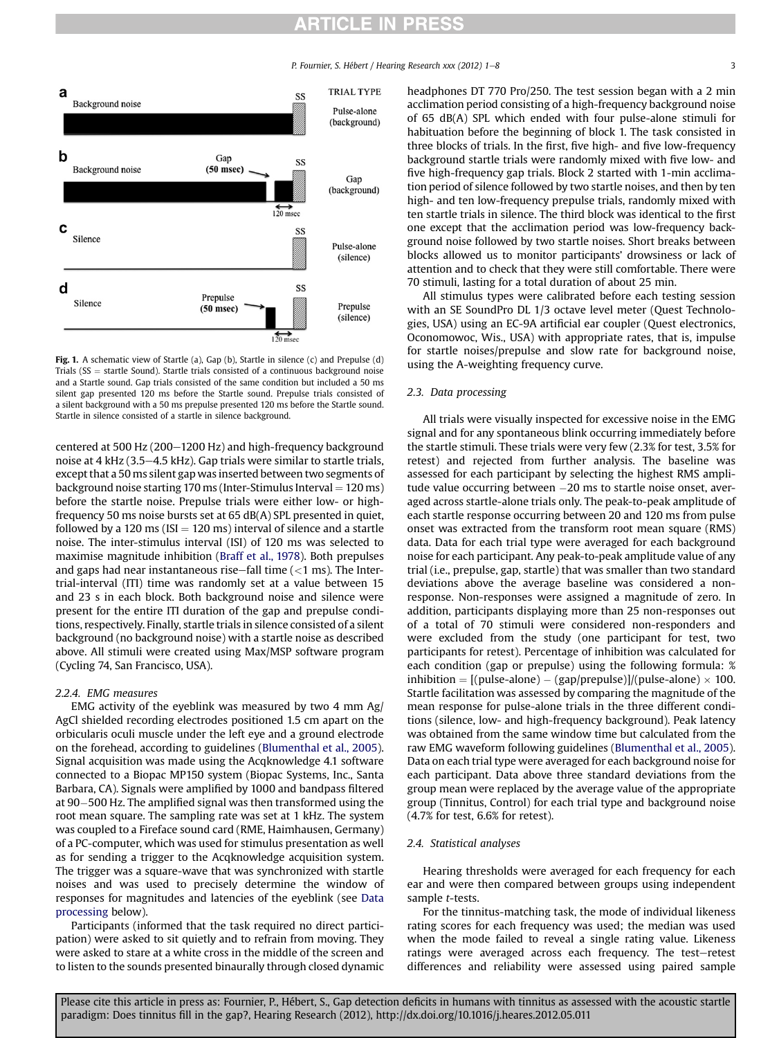**Fig. 1.** A schematic view of Startle (a), Gap (b), Startle in silence (c) and Prepulse (d) Trials (SS = startle Sound). Startle trials consisted of a continuous background noise and a Startle sound. Gap trials consisted of the same condition but included a 50 ms silent gap presented 120 ms before the Startle sound. Prepulse trials consisted of a silent background with a 50 ms prepulse presented 120 ms before the Startle sound. Startle in silence consisted of a startle in silence background.

centered at 500 Hz (200–1200 Hz) and high-frequency background noise at 4 kHz (3.5–4.5 kHz). Gap trials were similar to startle trials, except that a 50 ms silent gap was inserted between two segments of background noise starting 170 ms (Inter-Stimulus Interval = 120 ms) before the startle noise. Prepulse trials were either low- or high-frequency 50 ms noise bursts set at 65 dB(A) SPL presented in quiet, followed by a 120 ms (ISI = 120 ms) interval of silence and a startle noise. The inter-stimulus interval (ISI) of 120 ms was selected to maximise magnitude inhibition (Braff et al., 1978). Both prepulses and gaps had near instantaneous rise–fall time (<1 ms). The Inter-trial-interval (ITI) time was randomly set at a value between 15 and 23 s in each block. Both background noise and silence were present for the entire ITI duration of the gap and prepulse conditions, respectively. Finally, startle trials in silence consisted of a silent background (no background noise) with a startle noise as described above. All stimuli were created using Max/MSP software program (Cycling 74, San Francisco, USA).

#### 2.2.4. EMG measures

EMG activity of the eyeblink was measured by two 4 mm Ag/AgCl shielded recording electrodes positioned 1.5 cm apart on the orbicularis oculi muscle under the left eye and a ground electrode on the forehead, according to guidelines (Blumenthal et al., 2005). Signal acquisition was made using the Acqknowledge 4.1 software connected to a Biopac MP150 system (Biopac Systems, Inc., Santa Barbara, CA). Signals were amplified by 1000 and bandpass filtered at 90–500 Hz. The amplified signal was then transformed using the root mean square. The sampling rate was set at 1 kHz. The system was coupled to a Fireface sound card (RME, Haimhausen, Germany) of a PC-computer, which was used for stimulus presentation as well as for sending a trigger to the Acqknowledge acquisition system. The trigger was a square-wave that was synchronized with startle noises and was used to precisely determine the window of responses for magnitudes and latencies of the eyeblink (see Data processing below).

Participants (informed that the task required no direct participation) were asked to sit quietly and to refrain from moving. They were asked to stare at a white cross in the middle of the screen and to listen to the sounds presented binaurally through closed dynamic headphones DT 770 Pro/250. The test session began with a 2 min acclimation period consisting of a high-frequency background noise of 65 dB(A) SPL which ended with four pulse-alone stimuli for habituation before the beginning of block 1. The task consisted in three blocks of trials. In the first, five high- and five low-frequency background startle trials were randomly mixed with five low- and five high-frequency gap trials. Block 2 started with 1-min acclimation period of silence followed by two startle noises, and then by ten high- and ten low-frequency prepulse trials, randomly mixed with ten startle trials in silence. The third block was identical to the first one except that the acclimation period was low-frequency background noise followed by two startle noises. Short breaks between blocks allowed us to monitor participants' drowsiness or lack of attention and to check that they were still comfortable. There were 70 stimuli, lasting for a total duration of about 25 min.

All stimulus types were calibrated before each testing session with an SE SoundPro DL 1/3 octave level meter (Quest Technologies, USA) using an EC-9A artificial ear coupler (Quest electronics, Oconomowoc, Wis., USA) with appropriate rates, that is, impulse for startle noises/prepulse and slow rate for background noise, using the A-weighting frequency curve.

### 2.3. Data processing

All trials were visually inspected for excessive noise in the EMG signal and for any spontaneous blink occurring immediately before the startle stimuli. These trials were very few (2.3% for test, 3.5% for retest) and rejected from further analysis. The baseline was assessed for each participant by selecting the highest RMS amplitude value occurring between −20 ms to startle noise onset, averaged across startle-alone trials only. The peak-to-peak amplitude of each startle response occurring between 20 and 120 ms from pulse onset was extracted from the transform root mean square (RMS) data. Data for each trial type were averaged for each background noise for each participant. Any peak-to-peak amplitude value of any trial (i.e., prepulse, gap, startle) that was smaller than two standard deviations above the average baseline was considered a non-response. Non-responses were assigned a magnitude of zero. In addition, participants displaying more than 25 non-responses out of a total of 70 stimuli were considered non-responders and were excluded from the study (one participant for test, two participants for retest). Percentage of inhibition was calculated for each condition (gap or prepulse) using the following formula: % inhibition = [(pulse-alone) − (gap/prepulse)]/(pulse-alone) × 100. Startle facilitation was assessed by comparing the magnitude of the mean response for pulse-alone trials in the three different conditions (silence, low- and high-frequency background). Peak latency was obtained from the same window time but calculated from the raw EMG waveform following guidelines (Blumenthal et al., 2005). Data on each trial type were averaged for each background noise for each participant. Data above three standard deviations from the group mean were replaced by the average value of the appropriate group (Tinnitus, Control) for each trial type and background noise (4.7% for test, 6.6% for retest).

### 2.4. Statistical analyses

Hearing thresholds were averaged for each frequency for each ear and were then compared between groups using independent sample *t*-tests.

For the tinnitus-matching task, the mode of individual likeness rating scores for each frequency was used; the median was used when the mode failed to reveal a single rating value. Likeness ratings were averaged across each frequency. The test–retest differences and reliability were assessed using paired sample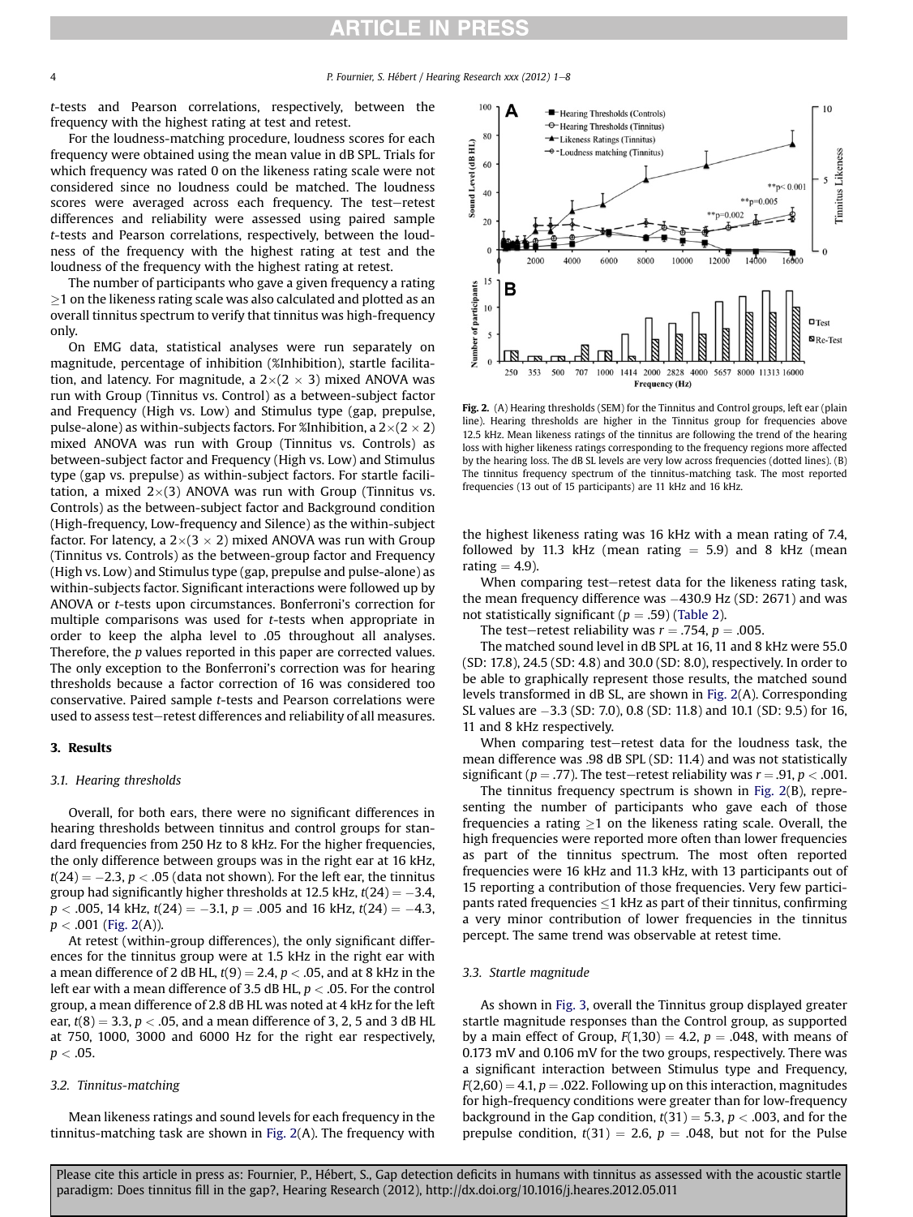*t*-tests and Pearson correlations, respectively, between the frequency with the highest rating at test and retest.

For the loudness-matching procedure, loudness scores for each frequency were obtained using the mean value in dB SPL. Trials for which frequency was rated 0 on the likeness rating scale were not considered since no loudness could be matched. The loudness scores were averaged across each frequency. The test–retest differences and reliability were assessed using paired sample *t*-tests and Pearson correlations, respectively, between the loudness of the frequency with the highest rating at test and the loudness of the frequency with the highest rating at retest.

The number of participants who gave a given frequency a rating $\geq 1$ on the likeness rating scale was also calculated and plotted as an overall tinnitus spectrum to verify that tinnitus was high-frequency only.

On EMG data, statistical analyses were run separately on magnitude, percentage of inhibition (%Inhibition), startle facilitation, and latency. For magnitude, a $2\times(2 \times 3)$ mixed ANOVA was run with Group (Tinnitus vs. Control) as a between-subject factor and Frequency (High vs. Low) and Stimulus type (gap, prepulse, pulse-alone) as within-subjects factors. For %Inhibition, a $2\times(2 \times 2)$ mixed ANOVA was run with Group (Tinnitus vs. Controls) as between-subject factor and Frequency (High vs. Low) and Stimulus type (gap vs. prepulse) as within-subject factors. For startle facilitation, a mixed $2\times(3)$ ANOVA was run with Group (Tinnitus vs. Controls) as the between-subject factor and Background condition (High-frequency, Low-frequency and Silence) as the within-subject factor. For latency, a $2\times(3 \times 2)$ mixed ANOVA was run with Group (Tinnitus vs. Controls) as the between-group factor and Frequency (High vs. Low) and Stimulus type (gap, prepulse and pulse-alone) as within-subjects factor. Significant interactions were followed up by ANOVA or *t*-tests upon circumstances. Bonferroni's correction for multiple comparisons was used for *t*-tests when appropriate in order to keep the alpha level to .05 throughout all analyses. Therefore, the *p* values reported in this paper are corrected values. The only exception to the Bonferroni's correction was for hearing thresholds because a factor correction of 16 was considered too conservative. Paired sample *t*-tests and Pearson correlations were used to assess test–retest differences and reliability of all measures.

## 3. Results

### 3.1. Hearing thresholds

Overall, for both ears, there were no significant differences in hearing thresholds between tinnitus and control groups for standard frequencies from 250 Hz to 8 kHz. For the higher frequencies, the only difference between groups was in the right ear at 16 kHz, $t(24) = -2.3$, $p < .05$ (data not shown). For the left ear, the tinnitus group had significantly higher thresholds at 12.5 kHz, $t(24) = -3.4$, $p < .005$, 14 kHz, $t(24) = -3.1$, $p = .005$ and 16 kHz, $t(24) = -4.3$, $p < .001$ (Fig. 2(A)).

At retest (within-group differences), the only significant differences for the tinnitus group were at 1.5 kHz in the right ear with a mean difference of 2 dB HL, $t(9) = 2.4$, $p < .05$, and at 8 kHz in the left ear with a mean difference of 3.5 dB HL, $p < .05$. For the control group, a mean difference of 2.8 dB HL was noted at 4 kHz for the left ear, $t(8) = 3.3$, $p < .05$, and a mean difference of 3, 2, 5 and 3 dB HL at 750, 1000, 3000 and 6000 Hz for the right ear respectively, $p < .05$.

### 3.2. Tinnitus-matching

Mean likeness ratings and sound levels for each frequency in the tinnitus-matching task are shown in Fig. 2(A). The frequency with the highest likeness rating was 16 kHz with a mean rating of 7.4, followed by 11.3 kHz (mean rating = 5.9) and 8 kHz (mean rating = 4.9).

**Fig. 2.** (A) Hearing thresholds (SEM) for the Tinnitus and Control groups, left ear (plain line). Hearing thresholds are higher in the Tinnitus group for frequencies above 12.5 kHz. Mean likeness ratings of the tinnitus are following the trend of the hearing loss with higher likeness ratings corresponding to the frequency regions more affected by the hearing loss. The dB SL levels are very low across frequencies (dotted lines). (B) The tinnitus frequency spectrum of the tinnitus-matching task. The most reported frequencies (13 out of 15 participants) are 11 kHz and 16 kHz.

When comparing test–retest data for the likeness rating task, the mean frequency difference was −430.9 Hz (SD: 2671) and was not statistically significant ($p = .59$) (Table 2).

The test–retest reliability was $r = .754$, $p = .005$.

The matched sound level in dB SPL at 16, 11 and 8 kHz were 55.0 (SD: 17.8), 24.5 (SD: 4.8) and 30.0 (SD: 8.0), respectively. In order to be able to graphically represent those results, the matched sound levels transformed in dB SL, are shown in Fig. 2(A). Corresponding SL values are −3.3 (SD: 7.0), 0.8 (SD: 11.8) and 10.1 (SD: 9.5) for 16, 11 and 8 kHz respectively.

When comparing test–retest data for the loudness task, the mean difference was .98 dB SPL (SD: 11.4) and was not statistically significant ($p = .77$). The test–retest reliability was $r = .91$, $p < .001$.

The tinnitus frequency spectrum is shown in Fig. 2(B), representing the number of participants who gave each of those frequencies a rating $\geq 1$ on the likeness rating scale. Overall, the high frequencies were reported more often than lower frequencies as part of the tinnitus spectrum. The most often reported frequencies were 16 kHz and 11.3 kHz, with 13 participants out of 15 reporting a contribution of those frequencies. Very few participants rated frequencies $\leq 1$ kHz as part of their tinnitus, confirming a very minor contribution of lower frequencies in the tinnitus percept. The same trend was observable at retest time.

### 3.3. Startle magnitude

As shown in Fig. 3, overall the Tinnitus group displayed greater startle magnitude responses than the Control group, as supported by a main effect of Group, $F(1,30) = 4.2$, $p = .048$, with means of 0.173 mV and 0.106 mV for the two groups, respectively. There was a significant interaction between Stimulus type and Frequency, $F(2,60) = 4.1$, $p = .022$. Following up on this interaction, magnitudes for high-frequency conditions were greater than for low-frequency background in the Gap condition, $t(31) = 5.3$, $p < .003$, and for the prepulse condition, $t(31) = 2.6$, $p = .048$, but not for the Pulse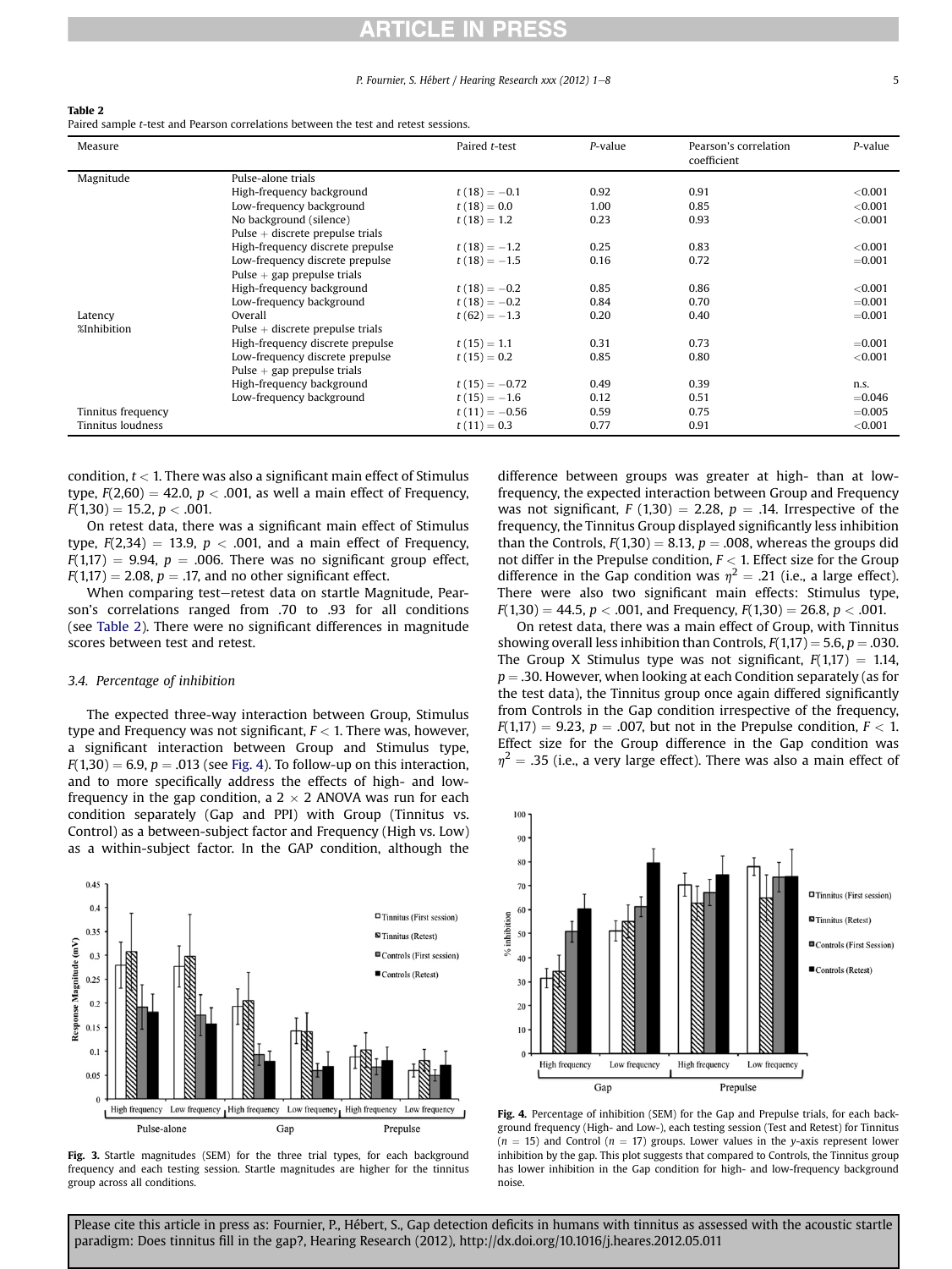**Table 2**
Paired sample *t*-test and Pearson correlations between the test and retest sessions.

| Measure | | Paired *t*-test | *P*-value | Pearson's correlation coefficient | *P*-value |
|---|---|---|---|---|---|
| Magnitude | Pulse-alone trials | | | | |
| | High-frequency background | $t(18) = -0.1$ | 0.92 | 0.91 | <0.001 |
| | Low-frequency background | $t(18) = 0.0$ | 1.00 | 0.85 | <0.001 |
| | No background (silence) | $t(18) = 1.2$ | 0.23 | 0.93 | <0.001 |
| | Pulse + discrete prepulse trials | | | | |
| | High-frequency discrete prepulse | $t(18) = -1.2$ | 0.25 | 0.83 | <0.001 |
| | Low-frequency discrete prepulse | $t(18) = -1.5$ | 0.16 | 0.72 | =0.001 |
| | Pulse + gap prepulse trials | | | | |
| | High-frequency background | $t(18) = -0.2$ | 0.85 | 0.86 | <0.001 |
| | Low-frequency background | $t(18) = -0.2$ | 0.84 | 0.70 | =0.001 |
| Latency | Overall | $t(62) = -1.3$ | 0.20 | 0.40 | =0.001 |
| %Inhibition | Pulse + discrete prepulse trials | | | | |
| | High-frequency discrete prepulse | $t(15) = 1.1$ | 0.31 | 0.73 | =0.001 |
| | Low-frequency discrete prepulse | $t(15) = 0.2$ | 0.85 | 0.80 | <0.001 |
| | Pulse + gap prepulse trials | | | | |
| | High-frequency background | $t(15) = -0.72$ | 0.49 | 0.39 | n.s. |
| | Low-frequency background | $t(15) = -1.6$ | 0.12 | 0.51 | =0.046 |
| Tinnitus frequency | | $t(11) = -0.56$ | 0.59 | 0.75 | =0.005 |
| Tinnitus loudness | | $t(11) = 0.3$ | 0.77 | 0.91 | <0.001 |

condition, $t < 1$. There was also a significant main effect of Stimulus type, $F(2,60) = 42.0$, $p < .001$, as well a main effect of Frequency, $F(1,30) = 15.2$, $p < .001$.

On retest data, there was a significant main effect of Stimulus type, $F(2,34) = 13.9$, $p < .001$, and a main effect of Frequency, $F(1,17) = 9.94$, $p = .006$. There was no significant group effect, $F(1,17) = 2.08$, $p = .17$, and no other significant effect.

When comparing test–retest data on startle Magnitude, Pearson's correlations ranged from .70 to .93 for all conditions (see Table 2). There were no significant differences in magnitude scores between test and retest.

### 3.4. Percentage of inhibition

The expected three-way interaction between Group, Stimulus type and Frequency was not significant, $F < 1$. There was, however, a significant interaction between Group and Stimulus type, $F(1,30) = 6.9$, $p = .013$ (see Fig. 4). To follow-up on this interaction, and to more specifically address the effects of high- and low-frequency in the gap condition, a 2 × 2 ANOVA was run for each condition separately (Gap and PPI) with Group (Tinnitus vs. Control) as a between-subject factor and Frequency (High vs. Low) as a within-subject factor. In the GAP condition, although the difference between groups was greater at high- than at low-frequency, the expected interaction between Group and Frequency was not significant, $F(1,30) = 2.28$, $p = .14$. Irrespective of the frequency, the Tinnitus Group displayed significantly less inhibition than the Controls, $F(1,30) = 8.13$, $p = .008$, whereas the groups did not differ in the Prepulse condition, $F < 1$. Effect size for the Group difference in the Gap condition was $\eta^2 = .21$ (i.e., a large effect). There were also two significant main effects: Stimulus type, $F(1,30) = 44.5$, $p < .001$, and Frequency, $F(1,30) = 26.8$, $p < .001$.

On retest data, there was a main effect of Group, with Tinnitus showing overall less inhibition than Controls, $F(1,17) = 5.6$, $p = .030$. The Group X Stimulus type was not significant, $F(1,17) = 1.14$, $p = .30$. However, when looking at each Condition separately (as for the test data), the Tinnitus group once again differed significantly from Controls in the Gap condition irrespective of the frequency, $F(1,17) = 9.23$, $p = .007$, but not in the Prepulse condition, $F < 1$. Effect size for the Group difference in the Gap condition was $\eta^2 = .35$ (i.e., a very large effect). There was also a main effect of

**Fig. 3.** Startle magnitudes (SEM) for the three trial types, for each background frequency and each testing session. Startle magnitudes are higher for the tinnitus group across all conditions.

**Fig. 4.** Percentage of inhibition (SEM) for the Gap and Prepulse trials, for each background frequency (High- and Low-), each testing session (Test and Retest) for Tinnitus ($n = 15$) and Control ($n = 17$) groups. Lower values in the y-axis represent lower inhibition by the gap. This plot suggests that compared to Controls, the Tinnitus group has lower inhibition in the Gap condition for high- and low-frequency background noise.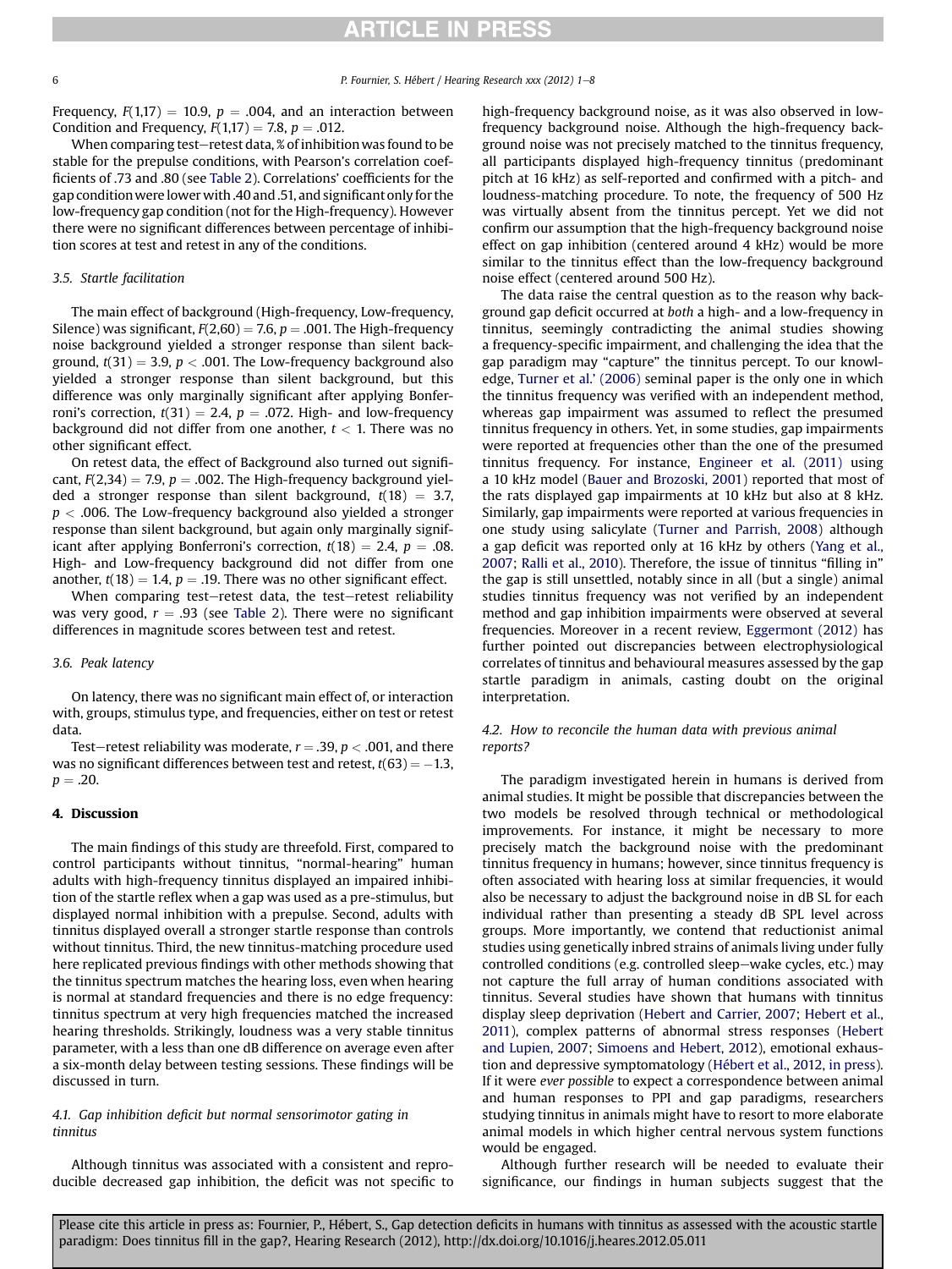Frequency, $F(1,17) = 10.9$, $p = .004$, and an interaction between Condition and Frequency, $F(1,17) = 7.8$, $p = .012$.

When comparing test–retest data, % of inhibition was found to be stable for the prepulse conditions, with Pearson's correlation coefficients of .73 and .80 (see Table 2). Correlations' coefficients for the gap condition were lower with .40 and .51, and significant only for the low-frequency gap condition (not for the High-frequency). However there were no significant differences between percentage of inhibition scores at test and retest in any of the conditions.

### 3.5. Startle facilitation

The main effect of background (High-frequency, Low-frequency, Silence) was significant, $F(2,60) = 7.6$, $p = .001$. The High-frequency noise background yielded a stronger response than silent background, $t(31) = 3.9$, $p < .001$. The Low-frequency background also yielded a stronger response than silent background, but this difference was only marginally significant after applying Bonferroni's correction, $t(31) = 2.4$, $p = .072$. High- and low-frequency background did not differ from one another, $t < 1$. There was no other significant effect.

On retest data, the effect of Background also turned out significant, $F(2,34) = 7.9$, $p = .002$. The High-frequency background yielded a stronger response than silent background, $t(18) = 3.7$, $p < .006$. The Low-frequency background also yielded a stronger response than silent background, but again only marginally significant after applying Bonferroni's correction, $t(18) = 2.4$, $p = .08$. High- and Low-frequency background did not differ from one another, $t(18) = 1.4$, $p = .19$. There was no other significant effect.

When comparing test–retest reliability was very good, $r = .93$ (see Table 2). There were no significant differences in magnitude scores between test and retest.

### 3.6. Peak latency

On latency, there was no significant main effect of, or interaction with, groups, stimulus type, and frequencies, either on test or retest data.

Test–retest reliability was moderate, $r = .39$, $p < .001$, and there was no significant differences between test and retest, $t(63) = -1.3$, $p = .20$.

## 4. Discussion

The main findings of this study are threefold. First, compared to control participants without tinnitus, "normal-hearing" human adults with high-frequency tinnitus displayed an impaired inhibition of the startle reflex when a gap was used as a pre-stimulus, but displayed normal inhibition with a prepulse. Second, adults with tinnitus displayed overall a stronger startle response than controls without tinnitus. Third, the new tinnitus-matching procedure used here replicated previous findings with other methods showing that the tinnitus spectrum matches the hearing loss, even when hearing is normal at standard frequencies and there is no edge frequency: tinnitus spectrum at very high frequencies matched the increased hearing thresholds. Strikingly, loudness was a very stable tinnitus parameter, with a less than one dB difference on average even after a six-month delay between testing sessions. These findings will be discussed in turn.

### 4.1. Gap inhibition deficit but normal sensorimotor gating in tinnitus

Although tinnitus was associated with a consistent and reproducible decreased gap inhibition, the deficit was not specific to high-frequency background noise, as it was also observed in low-frequency background noise. Although the high-frequency background noise was not precisely matched to the tinnitus frequency, all participants displayed high-frequency tinnitus (predominant pitch at 16 kHz) as self-reported and confirmed with a pitch- and loudness-matching procedure. To note, the frequency of 500 Hz was virtually absent from the tinnitus percept. Yet we did not confirm our assumption that the high-frequency background noise effect on gap inhibition (centered around 4 kHz) would be more similar to the tinnitus effect than the low-frequency background noise effect (centered around 500 Hz).

The data raise the central question as to the reason why background gap deficit occurred at *both* a high- and a low-frequency in tinnitus, seemingly contradicting the animal studies showing a frequency-specific impairment, and challenging the idea that the gap paradigm may "capture" the tinnitus percept. To our knowledge, Turner et al.' (2006) seminal paper is the only one in which the tinnitus frequency was verified with an independent method, whereas gap impairment was assumed to reflect the presumed tinnitus frequency in others. Yet, in some studies, gap impairments were reported at frequencies other than the one of the presumed tinnitus frequency. For instance, Engineer et al. (2011) using a 10 kHz model (Bauer and Brozoski, 2001) reported that most of the rats displayed gap impairments at 10 kHz but also at 8 kHz. Similarly, gap impairments were reported at various frequencies in one study using salicylate (Turner and Parrish, 2008) although a gap deficit was reported only at 16 kHz by others (Yang et al., 2007; Ralli et al., 2010). Therefore, the issue of tinnitus "filling in" the gap is still unsettled, notably since in all (but a single) animal studies tinnitus frequency was not verified by an independent method and gap inhibition impairments were observed at several frequencies. Moreover in a recent review, Eggermont (2012) has further pointed out discrepancies between electrophysiological correlates of tinnitus and behavioural measures assessed by the gap startle paradigm in animals, casting doubt on the original interpretation.

### 4.2. How to reconcile the human data with previous animal reports?

The paradigm investigated herein in humans is derived from animal studies. It might be possible that discrepancies between the two models be resolved through technical or methodological improvements. For instance, it might be necessary to more precisely match the background noise with the predominant tinnitus frequency in humans; however, since tinnitus frequency is often associated with hearing loss at similar frequencies, it would also be necessary to adjust the background noise in dB SL for each individual rather than presenting a steady dB SPL level across groups. More importantly, we contend that reductionist animal studies using genetically inbred strains of animals living under fully controlled conditions (e.g. controlled sleep–wake cycles, etc.) may not capture the full array of human conditions associated with tinnitus. Several studies have shown that humans with tinnitus display sleep deprivation (Hebert and Carrier, 2007; Hebert et al., 2011), complex patterns of abnormal stress responses (Hebert and Lupien, 2007; Simoens and Hebert, 2012), emotional exhaustion and depressive symptomatology (Hébert et al., 2012, in press). If it were *ever possible* to expect a correspondence between animal and human responses to PPI and gap paradigms, researchers studying tinnitus in animals might have to resort to more elaborate animal models in which higher central nervous system functions would be engaged.

Although further research will be needed to evaluate their significance, our findings in human subjects suggest that the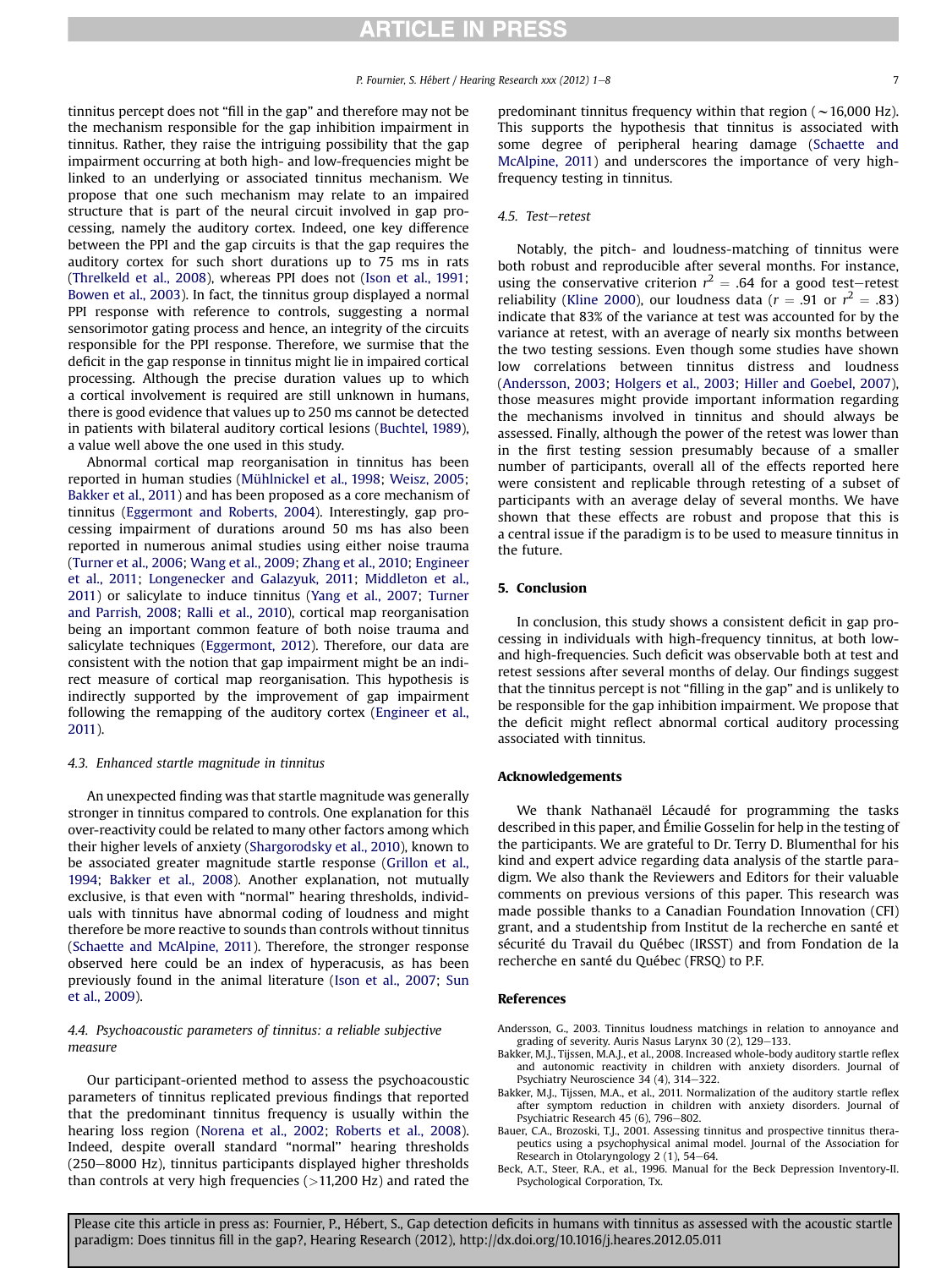tinnitus percept does not "fill in the gap" and therefore may not be the mechanism responsible for the gap inhibition impairment in tinnitus. Rather, they raise the intriguing possibility that the gap impairment occurring at both high- and low-frequencies might be linked to an underlying or associated tinnitus mechanism. We propose that one such mechanism may relate to an impaired structure that is part of the neural circuit involved in gap processing, namely the auditory cortex. Indeed, one key difference between the PPI and the gap circuits is that the gap requires the auditory cortex for such short durations up to 75 ms in rats (Threlkeld et al., 2008), whereas PPI does not (Ison et al., 1991; Bowen et al., 2003). In fact, the tinnitus group displayed a normal PPI response with reference to controls, suggesting a normal sensorimotor gating process and hence, an integrity of the circuits responsible for the PPI response. Therefore, we surmise that the deficit in the gap response in tinnitus might lie in impaired cortical processing. Although the precise duration values up to which a cortical involvement is required are still unknown in humans, there is good evidence that values up to 250 ms cannot be detected in patients with bilateral auditory cortical lesions (Buchtel, 1989), a value well above the one used in this study.

Abnormal cortical map reorganisation in tinnitus has been reported in human studies (Mühlnickel et al., 1998; Weisz, 2005; Bakker et al., 2011) and has been proposed as a core mechanism of tinnitus (Eggermont and Roberts, 2004). Interestingly, gap processing impairment of durations around 50 ms has also been reported in numerous animal studies using either noise trauma (Turner et al., 2006; Wang et al., 2009; Zhang et al., 2010; Engineer et al., 2011; Longenecker and Galazyuk, 2011; Middleton et al., 2011) or salicylate to induce tinnitus (Yang et al., 2007; Turner and Parrish, 2008; Ralli et al., 2010), cortical map reorganisation being an important common feature of both noise trauma and salicylate techniques (Eggermont, 2012). Therefore, our data are consistent with the notion that gap impairment might be an indirect measure of cortical map reorganisation. This hypothesis is indirectly supported by the improvement of gap impairment following the remapping of the auditory cortex (Engineer et al., 2011).

### 4.3. Enhanced startle magnitude in tinnitus

An unexpected finding was that startle magnitude was generally stronger in tinnitus compared to controls. One explanation for this over-reactivity could be related to many other factors among which their higher levels of anxiety (Shargorodsky et al., 2010), known to be associated greater magnitude startle response (Grillon et al., 1994; Bakker et al., 2008). Another explanation, not mutually exclusive, is that even with "normal" hearing thresholds, individuals with tinnitus have abnormal coding of loudness and might therefore be more reactive to sounds than controls without tinnitus (Schaette and McAlpine, 2011). Therefore, the stronger response observed here could be an index of hyperacusis, as has been previously found in the animal literature (Ison et al., 2007; Sun et al., 2009).

### 4.4. Psychoacoustic parameters of tinnitus: a reliable subjective measure

Our participant-oriented method to assess the psychoacoustic parameters of tinnitus replicated previous findings that reported that the predominant tinnitus frequency is usually within the hearing loss region (Norena et al., 2002; Roberts et al., 2008). Indeed, despite overall standard "normal" hearing thresholds (250–8000 Hz), tinnitus participants displayed higher thresholds than controls at very high frequencies (>11,200 Hz) and rated the predominant tinnitus frequency within that region (~16,000 Hz). This supports the hypothesis that tinnitus is associated with some degree of peripheral hearing damage (Schaette and McAlpine, 2011) and underscores the importance of very high-frequency testing in tinnitus.

### 4.5. Test–retest

Notably, the pitch- and loudness-matching of tinnitus were both robust and reproducible after several months. For instance, using the conservative criterion $r^2 = .64$ for a good test–retest reliability (Kline 2000), our loudness data ($r = .91$ or $r^2 = .83$) indicate that 83% of the variance at test was accounted for by the variance at retest, with an average of nearly six months between the two testing sessions. Even though some studies have shown low correlations between tinnitus distress and loudness (Andersson, 2003; Holgers et al., 2003; Hiller and Goebel, 2007), those measures might provide important information regarding the mechanisms involved in tinnitus and should always be assessed. Finally, although the power of the retest was lower than in the first testing session presumably because of a smaller number of participants, overall all of the effects reported here were consistent and replicable through retesting of a subset of participants with an average delay of several months. We have shown that these effects are robust and propose that this is a central issue if the paradigm is to be used to measure tinnitus in the future.

## 5. Conclusion

In conclusion, this study shows a consistent deficit in gap processing in individuals with high-frequency tinnitus, at both low- and high-frequencies. Such deficit was observable both at test and retest sessions after several months of delay. Our findings suggest that the tinnitus percept is not "filling in the gap" and is unlikely to be responsible for the gap inhibition impairment. We propose that the deficit might reflect abnormal cortical auditory processing associated with tinnitus.

## Acknowledgements

We thank Nathanaël Lécaudé for programming the tasks described in this paper, and Émilie Gosselin for help in the testing of the participants. We are grateful to Dr. Terry D. Blumenthal for his kind and expert advice regarding data analysis of the startle paradigm. We also thank the Reviewers and Editors for their valuable comments on previous versions of this paper. This research was made possible thanks to a Canadian Foundation Innovation (CFI) grant, and a studentship from Institut de la recherche en santé et sécurité du Travail du Québec (IRSST) and from Fondation de la recherche en santé du Québec (FRSQ) to P.F.

## References

- Andersson, G., 2003. Tinnitus loudness matchings in relation to annoyance and grading of severity. Auris Nasus Larynx 30 (2), 129–133.
- Bakker, M.J., Tijssen, M.A.J., et al., 2008. Increased whole-body auditory startle reflex and autonomic reactivity in children with anxiety disorders. Journal of Psychiatry Neuroscience 34 (4), 314–322.
- Bakker, M.J., Tijssen, M.A., et al., 2011. Normalization of the auditory startle reflex after symptom reduction in children with anxiety disorders. Journal of Psychiatric Research 45 (6), 796–802.
- Bauer, C.A., Brozoski, T.J., 2001. Assessing tinnitus and prospective tinnitus therapeutics using a psychophysical animal model. Journal of the Association for Research in Otolaryngology 2 (1), 54–64.
- Beck, A.T., Steer, R.A., et al., 1996. Manual for the Beck Depression Inventory-II. Psychological Corporation, Tx.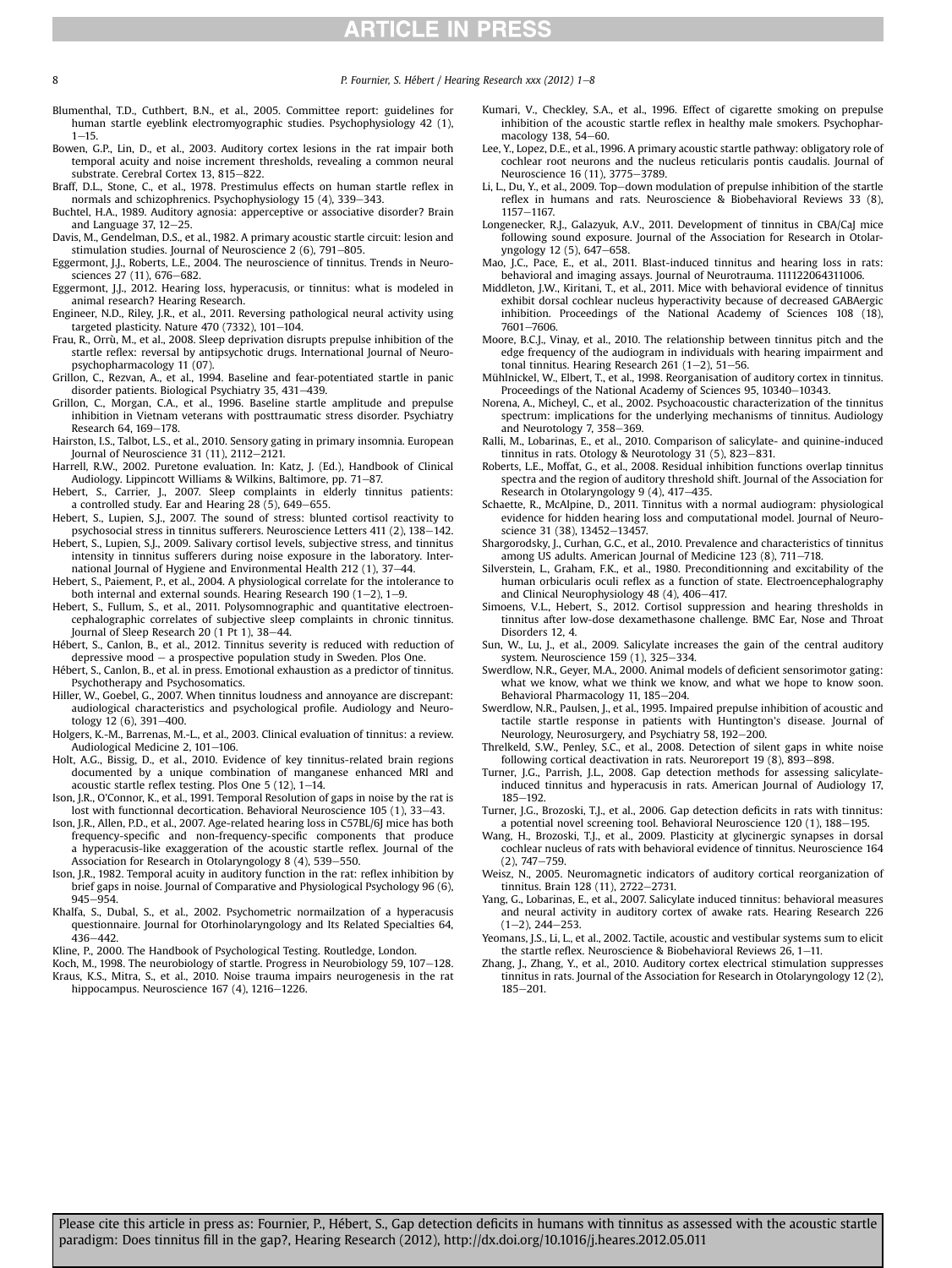Blumenthal, T.D., Cuthbert, B.N., et al., 2005. Committee report: guidelines for human startle eyeblink electromyographic studies. Psychophysiology 42 (1), 1–15.

Bowen, G.P., Lin, D., et al., 2003. Auditory cortex lesions in the rat impair both temporal acuity and noise increment thresholds, revealing a common neural substrate. Cerebral Cortex 13, 815–822.

Braff, D.L., Stone, C., et al., 1978. Prestimulus effects on human startle reflex in normals and schizophrenics. Psychophysiology 15 (4), 339–343.

Buchtel, H.A., 1989. Auditory agnosia: apperceptive or associative disorder? Brain and Language 37, 12–25.

Davis, M., Gendelman, D.S., et al., 1982. A primary acoustic startle circuit: lesion and stimulation studies. Journal of Neuroscience 2 (6), 791–805.

Eggermont, J.J., Roberts, L.E., 2004. The neuroscience of tinnitus. Trends in Neurosciences 27 (11), 676–682.

Eggermont, J.J., 2012. Hearing loss, hyperacusis, or tinnitus: what is modeled in animal research? Hearing Research.

Engineer, N.D., Riley, J.R., et al., 2011. Reversing pathological neural activity using targeted plasticity. Nature 470 (7332), 101–104.

Frau, R., Orrù, M., et al., 2008. Sleep deprivation disrupts prepulse inhibition of the startle reflex: reversal by antipsychotic drugs. International Journal of Neuropsychopharmacology 11 (07).

Grillon, C., Rezvan, A., et al., 1994. Baseline and fear-potentiated startle in panic disorder patients. Biological Psychiatry 35, 431–439.

Grillon, C., Morgan, C.A., et al., 1996. Baseline startle amplitude and prepulse inhibition in Vietnam veterans with posttraumatic stress disorder. Psychiatry Research 64, 169–178.

Hairston, I.S., Talbot, L.S., et al., 2010. Sensory gating in primary insomnia. European Journal of Neuroscience 31 (11), 2112–2121.

Harrell, R.W., 2002. Puretone evaluation. In: Katz, J. (Ed.), Handbook of Clinical Audiology. Lippincott Williams & Wilkins, Baltimore, pp. 71–87.

Hebert, S., Carrier, J., 2007. Sleep complaints in elderly tinnitus patients: a controlled study. Ear and Hearing 28 (5), 649–655.

Hebert, S., Lupien, S.J., 2007. The sound of stress: blunted cortisol reactivity to psychosocial stress in tinnitus sufferers. Neuroscience Letters 411 (2), 138–142.

Hebert, S., Lupien, S.J., 2009. Salivary cortisol levels, subjective stress, and tinnitus intensity in tinnitus sufferers during noise exposure in the laboratory. International Journal of Hygiene and Environmental Health 212 (1), 37–44.

Hebert, S., Paiement, P., et al., 2004. A physiological correlate for the intolerance to both internal and external sounds. Hearing Research 190 (1–2), 1–9.

Hebert, S., Fullum, S., et al., 2011. Polysomnographic and quantitative electroencephalographic correlates of subjective sleep complaints in chronic tinnitus. Journal of Sleep Research 20 (1 Pt 1), 38–44.

Hébert, S., Canlon, B., et al., 2012. Tinnitus severity is reduced with reduction of depressive mood – a prospective population study in Sweden. Plos One.

Hébert, S., Canlon, B., et al. in press. Emotional exhaustion as a predictor of tinnitus. Psychotherapy and Psychosomatics.

Hiller, W., Goebel, G., 2007. When tinnitus loudness and annoyance are discrepant: audiological characteristics and psychological profile. Audiology and Neurotology 12 (6), 391–400.

Holgers, K.-M., Barrenas, M.-L., et al., 2003. Clinical evaluation of tinnitus: a review. Audiological Medicine 2, 101–106.

Holt, A.G., Bissig, D., et al., 2010. Evidence of key tinnitus-related brain regions documented by a unique combination of manganese enhanced MRI and acoustic startle reflex testing. Plos One 5 (12), 1–14.

Ison, J.R., O'Connor, K., et al., 1991. Temporal Resolution of gaps in noise by the rat is lost with functionnal decortication. Behavioral Neuroscience 105 (1), 33–43.

Ison, J.R., Allen, P.D., et al., 2007. Age-related hearing loss in C57BL/6J mice has both frequency-specific and non-frequency-specific components that produce a hyperacusis-like exaggeration of the acoustic startle reflex. Journal of the Association for Research in Otolaryngology 8 (4), 539–550.

Ison, J.R., 1982. Temporal acuity in auditory function in the rat: reflex inhibition by brief gaps in noise. Journal of Comparative and Physiological Psychology 96 (6), 945–954.

Khalfa, S., Dubal, S., et al., 2002. Psychometric normailzation of a hyperacusis questionnaire. Journal for Otorhinolaryngology and Its Related Specialties 64, 436–442.

Kline, P., 2000. The Handbook of Psychological Testing. Routledge, London.

Koch, M., 1998. The neurobiology of startle. Progress in Neurobiology 59, 107–128.

Kraus, K.S., Mitra, S., et al., 2010. Noise trauma impairs neurogenesis in the rat hippocampus. Neuroscience 167 (4), 1216–1226.

Kumari, V., Checkley, S.A., et al., 1996. Effect of cigarette smoking on prepulse inhibition of the acoustic startle reflex in healthy male smokers. Psychopharmacology 138, 54–60.

Lee, Y., Lopez, D.E., et al., 1996. A primary acoustic startle pathway: obligatory role of cochlear root neurons and the nucleus reticularis pontis caudalis. Journal of Neuroscience 16 (11), 3775–3789.

Li, L., Du, Y., et al., 2009. Top–down modulation of prepulse inhibition of the startle reflex in humans and rats. Neuroscience & Biobehavioral Reviews 33 (8), 1157–1167.

Longenecker, R.J., Galazyuk, A.V., 2011. Development of tinnitus in CBA/CaJ mice following sound exposure. Journal of the Association for Research in Otolaryngology 12 (5), 647–658.

Mao, J.C., Pace, E., et al., 2011. Blast-induced tinnitus and hearing loss in rats: behavioral and imaging assays. Journal of Neurotrauma. 111122064311006.

Middleton, J.W., Kiritani, T., et al., 2011. Mice with behavioral evidence of tinnitus exhibit dorsal cochlear nucleus hyperactivity because of decreased GABAergic inhibition. Proceedings of the National Academy of Sciences 108 (18), 7601–7606.

Moore, B.C.J., Vinay, et al., 2010. The relationship between tinnitus pitch and the edge frequency of the audiogram in individuals with hearing impairment and tonal tinnitus. Hearing Research 261 (1–2), 51–56.

Mühlnickel, W., Elbert, T., et al., 1998. Reorganisation of auditory cortex in tinnitus. Proceedings of the National Academy of Sciences 95, 10340–10343.

Norena, A., Micheyl, C., et al., 2002. Psychoacoustic characterization of the tinnitus spectrum: implications for the underlying mechanisms of tinnitus. Audiology and Neurotology 7, 358–369.

Ralli, M., Lobarinas, E., et al., 2010. Comparison of salicylate- and quinine-induced tinnitus in rats. Otology & Neurotology 31 (5), 823–831.

Roberts, L.E., Moffat, G., et al., 2008. Residual inhibition functions overlap tinnitus spectra and the region of auditory threshold shift. Journal of the Association for Research in Otolaryngology 9 (4), 417–435.

Schaette, R., McAlpine, D., 2011. Tinnitus with a normal audiogram: physiological evidence for hidden hearing loss and computational model. Journal of Neuroscience 31 (38), 13452–13457.

Shargorodsky, J., Curhan, G.C., et al., 2010. Prevalence and characteristics of tinnitus among US adults. American Journal of Medicine 123 (8), 711–718.

Silverstein, L., Graham, F.K., et al., 1980. Preconditionning and excitability of the human orbicularis oculi reflex as a function of state. Electroencephalography and Clinical Neurophysiology 48 (4), 406–417.

Simoens, V.L., Hebert, S., 2012. Cortisol suppression and hearing thresholds in tinnitus after low-dose dexamethasone challenge. BMC Ear, Nose and Throat Disorders 12, 4.

Sun, W., Lu, J., et al., 2009. Salicylate increases the gain of the central auditory system. Neuroscience 159 (1), 325–334.

Swerdlow, N.R., Geyer, M.A., 2000. Animal models of deficient sensorimotor gating: what we know, what we think we know, and what we hope to know soon. Behavioral Pharmacology 11, 185–204.

Swerdlow, N.R., Paulsen, J., et al., 1995. Impaired prepulse inhibition of acoustic and tactile startle response in patients with Huntington's disease. Journal of Neurology, Neurosurgery, and Psychiatry 58, 192–200.

Threlkeld, S.W., Penley, S.C., et al., 2008. Detection of silent gaps in white noise following cortical deactivation in rats. Neuroreport 19 (8), 893–898.

Turner, J.G., Parrish, J.L., 2008. Gap detection methods for assessing salicylate-induced tinnitus and hyperacusis in rats. American Journal of Audiology 17, 185–192.

Turner, J.G., Brozoski, T.J., et al., 2006. Gap detection deficits in rats with tinnitus: a potential novel screening tool. Behavioral Neuroscience 120 (1), 188–195.

Wang, H., Brozoski, T.J., et al., 2009. Plasticity at glycinergic synapses in dorsal cochlear nucleus of rats with behavioral evidence of tinnitus. Neuroscience 164 (2), 747–759.

Weisz, N., 2005. Neuromagnetic indicators of auditory cortical reorganization of tinnitus. Brain 128 (11), 2722–2731.

Yang, G., Lobarinas, E., et al., 2007. Salicylate induced tinnitus: behavioral measures and neural activity in auditory cortex of awake rats. Hearing Research 226 (1–2), 244–253.

Yeomans, J.S., Li, L., et al., 2002. Tactile, acoustic and vestibular systems sum to elicit the startle reflex. Neuroscience & Biobehavioral Reviews 26, 1–11.

Zhang, J., Zhang, Y., et al., 2010. Auditory cortex electrical stimulation suppresses tinnitus in rats. Journal of the Association for Research in Otolaryngology 12 (2), 185–201.